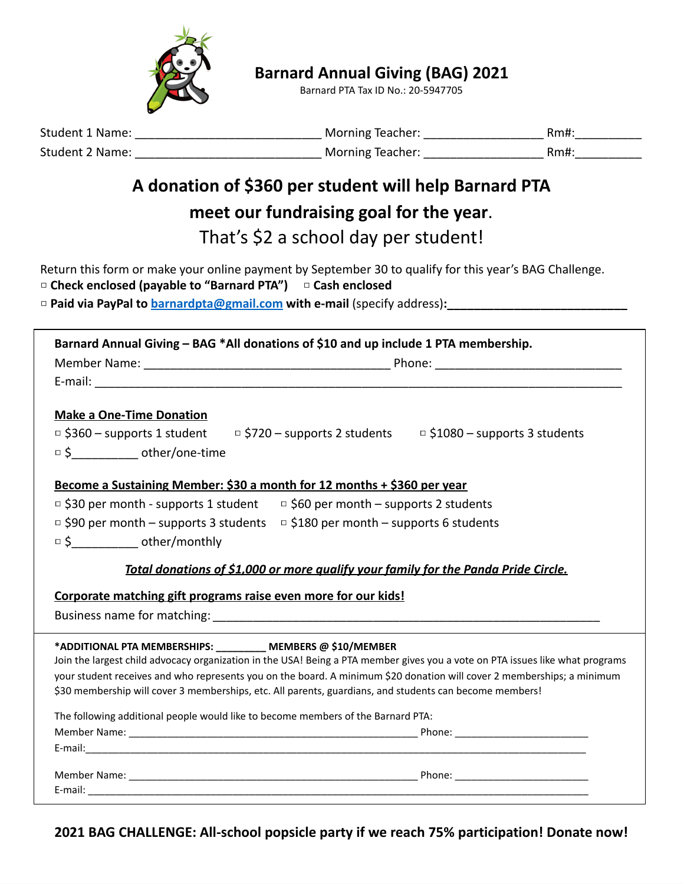# Barnard Annual Giving (BAG) 2021

Barnard PTA Tax ID No.: 20-5947705

Student 1 Name: ___________________________ Morning Teacher: _________________ Rm#:__________

Student 2 Name: ___________________________ Morning Teacher: _________________ Rm#:__________

## A donation of $360 per student will help Barnard PTA meet our fundraising goal for the year.

That's $2 a school day per student!

Return this form or make your online payment by September 30 to qualify for this year's BAG Challenge.

□ **Check enclosed (payable to "Barnard PTA")** □ **Cash enclosed**

□ **Paid via PayPal to barnardpta@gmail.com with e-mail** (specify address)**:___________________________**

**Barnard Annual Giving – BAG \*All donations of $10 and up include 1 PTA membership.**

Member Name: ____________________________________ Phone: ___________________________

E-mail: _____________________________________________________________________________

**Make a One-Time Donation**

□ $360 – supports 1 student □ $720 – supports 2 students □ $1080 – supports 3 students

□ $__________ other/one-time

**Become a Sustaining Member: $30 a month for 12 months + $360 per year**

□ $30 per month - supports 1 student □ $60 per month – supports 2 students

□ $90 per month – supports 3 students □ $180 per month – supports 6 students

□ $__________ other/monthly

***Total donations of $1,000 or more qualify your family for the Panda Pride Circle.***

**Corporate matching gift programs raise even more for our kids!**

Business name for matching: ____________________________________________________________

**\*ADDITIONAL PTA MEMBERSHIPS: ________ MEMBERS @ $10/MEMBER**

Join the largest child advocacy organization in the USA! Being a PTA member gives you a vote on PTA issues like what programs your student receives and who represents you on the board. A minimum $20 donation will cover 2 memberships; a minimum $30 membership will cover 3 memberships, etc. All parents, guardians, and students can become members!

The following additional people would like to become members of the Barnard PTA:

Member Name: _______________________________________________ Phone: ______________________

E-mail:_______________________________________________________________________________

Member Name: _______________________________________________ Phone: ______________________

E-mail: _______________________________________________________________________________

**2021 BAG CHALLENGE: All-school popsicle party if we reach 75% participation! Donate now!**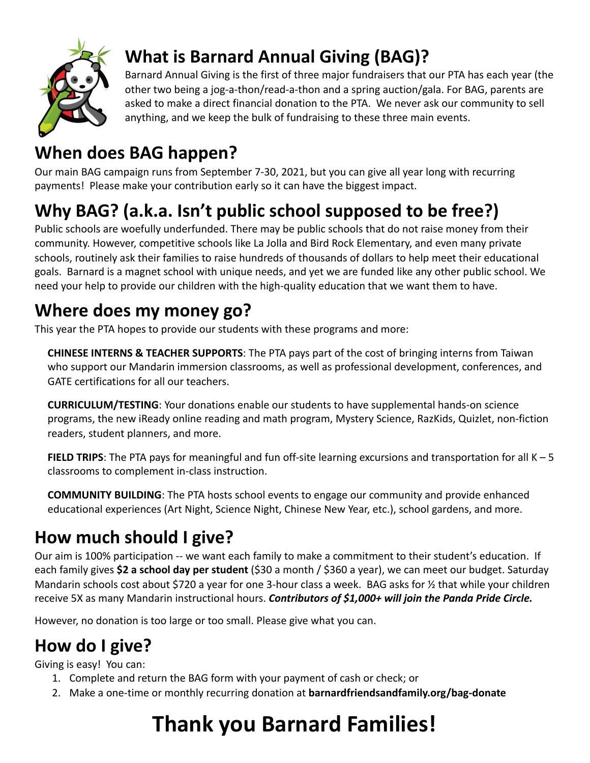## What is Barnard Annual Giving (BAG)?

Barnard Annual Giving is the first of three major fundraisers that our PTA has each year (the other two being a jog-a-thon/read-a-thon and a spring auction/gala. For BAG, parents are asked to make a direct financial donation to the PTA. We never ask our community to sell anything, and we keep the bulk of fundraising to these three main events.

## When does BAG happen?

Our main BAG campaign runs from September 7-30, 2021, but you can give all year long with recurring payments! Please make your contribution early so it can have the biggest impact.

## Why BAG? (a.k.a. Isn't public school supposed to be free?)

Public schools are woefully underfunded. There may be public schools that do not raise money from their community. However, competitive schools like La Jolla and Bird Rock Elementary, and even many private schools, routinely ask their families to raise hundreds of thousands of dollars to help meet their educational goals. Barnard is a magnet school with unique needs, and yet we are funded like any other public school. We need your help to provide our children with the high-quality education that we want them to have.

## Where does my money go?

This year the PTA hopes to provide our students with these programs and more:

**CHINESE INTERNS & TEACHER SUPPORTS**: The PTA pays part of the cost of bringing interns from Taiwan who support our Mandarin immersion classrooms, as well as professional development, conferences, and GATE certifications for all our teachers.

**CURRICULUM/TESTING**: Your donations enable our students to have supplemental hands-on science programs, the new iReady online reading and math program, Mystery Science, RazKids, Quizlet, non-fiction readers, student planners, and more.

**FIELD TRIPS**: The PTA pays for meaningful and fun off-site learning excursions and transportation for all K – 5 classrooms to complement in-class instruction.

**COMMUNITY BUILDING**: The PTA hosts school events to engage our community and provide enhanced educational experiences (Art Night, Science Night, Chinese New Year, etc.), school gardens, and more.

## How much should I give?

Our aim is 100% participation -- we want each family to make a commitment to their student's education. If each family gives **$2 a school day per student** ($30 a month / $360 a year), we can meet our budget. Saturday Mandarin schools cost about $720 a year for one 3-hour class a week. BAG asks for ½ that while your children receive 5X as many Mandarin instructional hours. ***Contributors of $1,000+ will join the Panda Pride Circle.***

However, no donation is too large or too small. Please give what you can.

## How do I give?

Giving is easy! You can:

1. Complete and return the BAG form with your payment of cash or check; or
2. Make a one-time or monthly recurring donation at **barnardfriendsandfamily.org/bag-donate**

# Thank you Barnard Families!